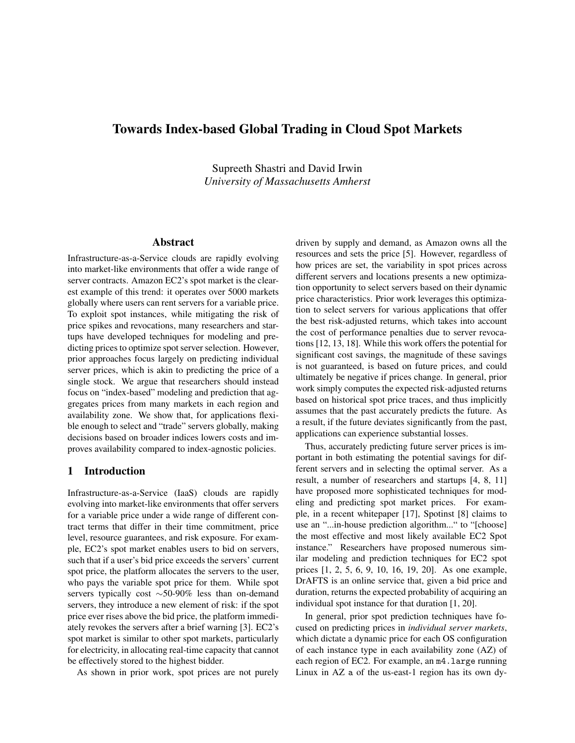# Towards Index-based Global Trading in Cloud Spot Markets

Supreeth Shastri and David Irwin
*University of Massachusetts Amherst*

## Abstract

Infrastructure-as-a-Service clouds are rapidly evolving into market-like environments that offer a wide range of server contracts. Amazon EC2's spot market is the clearest example of this trend: it operates over 5000 markets globally where users can rent servers for a variable price. To exploit spot instances, while mitigating the risk of price spikes and revocations, many researchers and startups have developed techniques for modeling and predicting prices to optimize spot server selection. However, prior approaches focus largely on predicting individual server prices, which is akin to predicting the price of a single stock. We argue that researchers should instead focus on "index-based" modeling and prediction that aggregates prices from many markets in each region and availability zone. We show that, for applications flexible enough to select and "trade" servers globally, making decisions based on broader indices lowers costs and improves availability compared to index-agnostic policies.

## 1 Introduction

Infrastructure-as-a-Service (IaaS) clouds are rapidly evolving into market-like environments that offer servers for a variable price under a wide range of different contract terms that differ in their time commitment, price level, resource guarantees, and risk exposure. For example, EC2's spot market enables users to bid on servers, such that if a user's bid price exceeds the servers' current spot price, the platform allocates the servers to the user, who pays the variable spot price for them. While spot servers typically cost ∼50-90% less than on-demand servers, they introduce a new element of risk: if the spot price ever rises above the bid price, the platform immediately revokes the servers after a brief warning [3]. EC2's spot market is similar to other spot markets, particularly for electricity, in allocating real-time capacity that cannot be effectively stored to the highest bidder.

As shown in prior work, spot prices are not purely driven by supply and demand, as Amazon owns all the resources and sets the price [5]. However, regardless of how prices are set, the variability in spot prices across different servers and locations presents a new optimization opportunity to select servers based on their dynamic price characteristics. Prior work leverages this optimization to select servers for various applications that offer the best risk-adjusted returns, which takes into account the cost of performance penalties due to server revocations [12, 13, 18]. While this work offers the potential for significant cost savings, the magnitude of these savings is not guaranteed, is based on future prices, and could ultimately be negative if prices change. In general, prior work simply computes the expected risk-adjusted returns based on historical spot price traces, and thus implicitly assumes that the past accurately predicts the future. As a result, if the future deviates significantly from the past, applications can experience substantial losses.

Thus, accurately predicting future server prices is important in both estimating the potential savings for different servers and in selecting the optimal server. As a result, a number of researchers and startups [4, 8, 11] have proposed more sophisticated techniques for modeling and predicting spot market prices. For example, in a recent whitepaper [17], Spotinst [8] claims to use an "...in-house prediction algorithm..." to "[choose] the most effective and most likely available EC2 Spot instance." Researchers have proposed numerous similar modeling and prediction techniques for EC2 spot prices [1, 2, 5, 6, 9, 10, 16, 19, 20]. As one example, DrAFTS is an online service that, given a bid price and duration, returns the expected probability of acquiring an individual spot instance for that duration [1, 20].

In general, prior spot prediction techniques have focused on predicting prices in *individual server markets*, which dictate a dynamic price for each OS configuration of each instance type in each availability zone (AZ) of each region of EC2. For example, an `m4.large` running Linux in AZ `a` of the us-east-1 region has its own dy-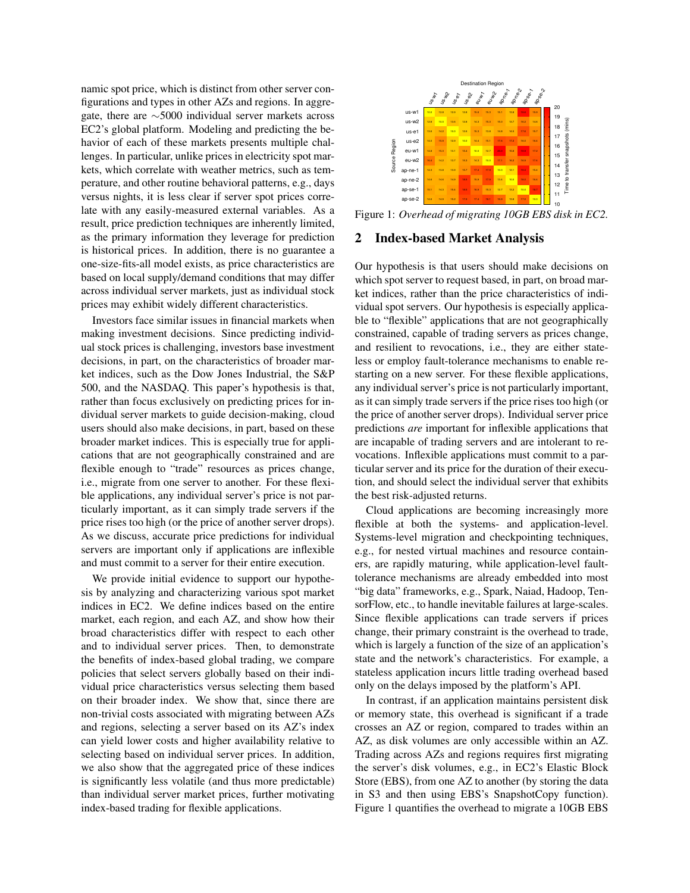namic spot price, which is distinct from other server configurations and types in other AZs and regions. In aggregate, there are ∼5000 individual server markets across EC2's global platform. Modeling and predicting the behavior of each of these markets presents multiple challenges. In particular, unlike prices in electricity spot markets, which correlate with weather metrics, such as temperature, and other routine behavioral patterns, e.g., days versus nights, it is less clear if server spot prices correlate with any easily-measured external variables. As a result, price prediction techniques are inherently limited, as the primary information they leverage for prediction is historical prices. In addition, there is no guarantee a one-size-fits-all model exists, as price characteristics are based on local supply/demand conditions that may differ across individual server markets, just as individual stock prices may exhibit widely different characteristics.

Investors face similar issues in financial markets when making investment decisions. Since predicting individual stock prices is challenging, investors base investment decisions, in part, on the characteristics of broader market indices, such as the Dow Jones Industrial, the S&P 500, and the NASDAQ. This paper's hypothesis is that, rather than focus exclusively on predicting prices for individual server markets to guide decision-making, cloud users should also make decisions, in part, based on these broader market indices. This is especially true for applications that are not geographically constrained and are flexible enough to "trade" resources as prices change, i.e., migrate from one server to another. For these flexible applications, any individual server's price is not particularly important, as it can simply trade servers if the price rises too high (or the price of another server drops). As we discuss, accurate price predictions for individual servers are important only if applications are inflexible and must commit to a server for their entire execution.

We provide initial evidence to support our hypothesis by analyzing and characterizing various spot market indices in EC2. We define indices based on the entire market, each region, and each AZ, and show how their broad characteristics differ with respect to each other and to individual server prices. Then, to demonstrate the benefits of index-based global trading, we compare policies that select servers globally based on their individual price characteristics versus selecting them based on their broader index. We show that, since there are non-trivial costs associated with migrating between AZs and regions, selecting a server based on its AZ's index can yield lower costs and higher availability relative to selecting based on individual server prices. In addition, we also show that the aggregated price of these indices is significantly less volatile (and thus more predictable) than individual server market prices, further motivating index-based trading for flexible applications.

Figure 1: *Overhead of migrating 10GB EBS disk in EC2.*

## 2 Index-based Market Analysis

Our hypothesis is that users should make decisions on which spot server to request based, in part, on broad market indices, rather than the price characteristics of individual spot servers. Our hypothesis is especially applicable to "flexible" applications that are not geographically constrained, capable of trading servers as prices change, and resilient to revocations, i.e., they are either stateless or employ fault-tolerance mechanisms to enable restarting on a new server. For these flexible applications, any individual server's price is not particularly important, as it can simply trade servers if the price rises too high (or the price of another server drops). Individual server price predictions *are* important for inflexible applications that are incapable of trading servers and are intolerant to revocations. Inflexible applications must commit to a particular server and its price for the duration of their execution, and should select the individual server that exhibits the best risk-adjusted returns.

Cloud applications are becoming increasingly more flexible at both the systems- and application-level. Systems-level migration and checkpointing techniques, e.g., for nested virtual machines and resource containers, are rapidly maturing, while application-level fault-tolerance mechanisms are already embedded into most "big data" frameworks, e.g., Spark, Naiad, Hadoop, TensorFlow, etc., to handle inevitable failures at large-scales. Since flexible applications can trade servers if prices change, their primary constraint is the overhead to trade, which is largely a function of the size of an application's state and the network's characteristics. For example, a stateless application incurs little trading overhead based only on the delays imposed by the platform's API.

In contrast, if an application maintains persistent disk or memory state, this overhead is significant if a trade crosses an AZ or region, compared to trades within an AZ, as disk volumes are only accessible within an AZ. Trading across AZs and regions requires first migrating the server's disk volumes, e.g., in EC2's Elastic Block Store (EBS), from one AZ to another (by storing the data in S3 and then using EBS's SnapshotCopy function). Figure 1 quantifies the overhead to migrate a 10GB EBS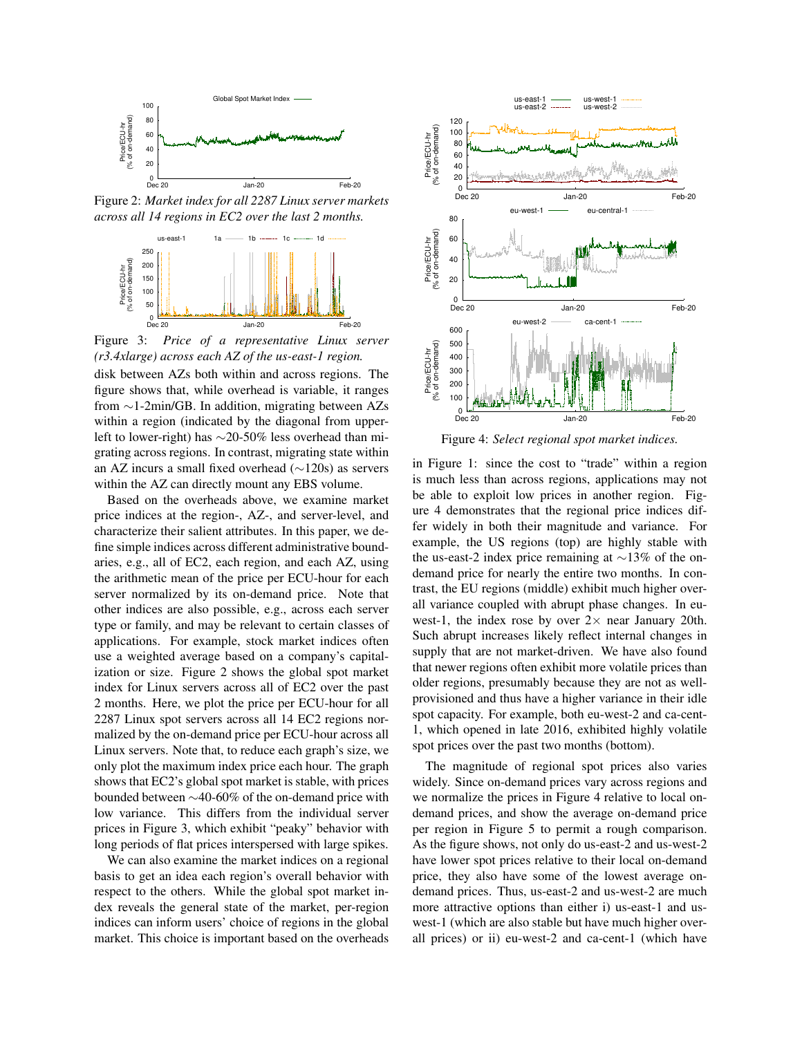Figure 2: *Market index for all 2287 Linux server markets across all 14 regions in EC2 over the last 2 months.*

Figure 3: *Price of a representative Linux server (r3.4xlarge) across each AZ of the us-east-1 region.*

disk between AZs both within and across regions. The figure shows that, while overhead is variable, it ranges from ∼1-2min/GB. In addition, migrating between AZs within a region (indicated by the diagonal from upper-left to lower-right) has ∼20-50% less overhead than migrating across regions. In contrast, migrating state within an AZ incurs a small fixed overhead (∼120s) as servers within the AZ can directly mount any EBS volume.

Based on the overheads above, we examine market price indices at the region-, AZ-, and server-level, and characterize their salient attributes. In this paper, we define simple indices across different administrative boundaries, e.g., all of EC2, each region, and each AZ, using the arithmetic mean of the price per ECU-hour for each server normalized by its on-demand price. Note that other indices are also possible, e.g., across each server type or family, and may be relevant to certain classes of applications. For example, stock market indices often use a weighted average based on a company's capitalization or size. Figure 2 shows the global spot market index for Linux servers across all of EC2 over the past 2 months. Here, we plot the price per ECU-hour for all 2287 Linux spot servers across all 14 EC2 regions normalized by the on-demand price per ECU-hour across all Linux servers. Note that, to reduce each graph's size, we only plot the maximum index price each hour. The graph shows that EC2's global spot market is stable, with prices bounded between ∼40-60% of the on-demand price with low variance. This differs from the individual server prices in Figure 3, which exhibit "peaky" behavior with long periods of flat prices interspersed with large spikes.

We can also examine the market indices on a regional basis to get an idea each region's overall behavior with respect to the others. While the global spot market index reveals the general state of the market, per-region indices can inform users' choice of regions in the global market. This choice is important based on the overheads in Figure 1: since the cost to "trade" within a region is much less than across regions, applications may not be able to exploit low prices in another region. Figure 4 demonstrates that the regional price indices differ widely in both their magnitude and variance. For example, the US regions (top) are highly stable with the us-east-2 index price remaining at ∼13% of the on-demand price for nearly the entire two months. In contrast, the EU regions (middle) exhibit much higher overall variance coupled with abrupt phase changes. In eu-west-1, the index rose by over 2× near January 20th. Such abrupt increases likely reflect internal changes in supply that are not market-driven. We have also found that newer regions often exhibit more volatile prices than older regions, presumably because they are not as well-provisioned and thus have a higher variance in their idle spot capacity. For example, both eu-west-2 and ca-cent-1, which opened in late 2016, exhibited highly volatile spot prices over the past two months (bottom).

Figure 4: *Select regional spot market indices.*

The magnitude of regional spot prices also varies widely. Since on-demand prices vary across regions and we normalize the prices in Figure 4 relative to local on-demand prices, and show the average on-demand price per region in Figure 5 to permit a rough comparison. As the figure shows, not only do us-east-2 and us-west-2 have lower spot prices relative to their local on-demand price, they also have some of the lowest average on-demand prices. Thus, us-east-2 and us-west-2 are much more attractive options than either i) us-east-1 and us-west-1 (which are also stable but have much higher overall prices) or ii) eu-west-2 and ca-cent-1 (which have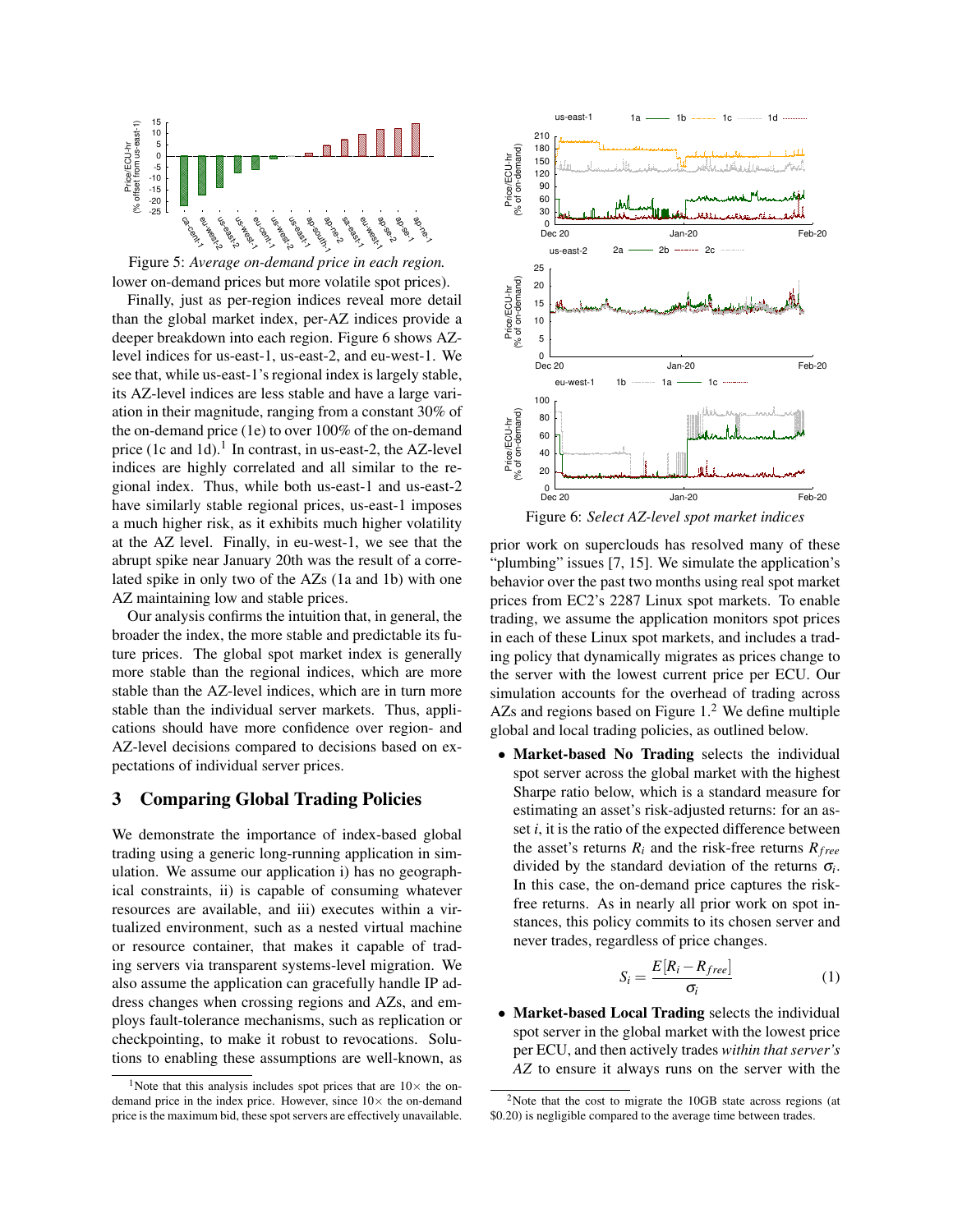Figure 5: *Average on-demand price in each region.*

lower on-demand prices but more volatile spot prices).

Finally, just as per-region indices reveal more detail than the global market index, per-AZ indices provide a deeper breakdown into each region. Figure 6 shows AZ-level indices for us-east-1, us-east-2, and eu-west-1. We see that, while us-east-1's regional index is largely stable, its AZ-level indices are less stable and have a large variation in their magnitude, ranging from a constant 30% of the on-demand price (1e) to over 100% of the on-demand price (1c and 1d).[1] In contrast, in us-east-2, the AZ-level indices are highly correlated and all similar to the regional index. Thus, while both us-east-1 and us-east-2 have similarly stable regional prices, us-east-1 imposes a much higher risk, as it exhibits much higher volatility at the AZ level. Finally, in eu-west-1, we see that the abrupt spike near January 20th was the result of a correlated spike in only two of the AZs (1a and 1b) with one AZ maintaining low and stable prices.

Our analysis confirms the intuition that, in general, the broader the index, the more stable and predictable its future prices. The global spot market index is generally more stable than the regional indices, which are more stable than the AZ-level indices, which are in turn more stable than the individual server markets. Thus, applications should have more confidence over region- and AZ-level decisions compared to decisions based on expectations of individual server prices.

## 3 Comparing Global Trading Policies

We demonstrate the importance of index-based global trading using a generic long-running application in simulation. We assume our application i) has no geographical constraints, ii) is capable of consuming whatever resources are available, and iii) executes within a virtualized environment, such as a nested virtual machine or resource container, that makes it capable of trading servers via transparent systems-level migration. We also assume the application can gracefully handle IP address changes when crossing regions and AZs, and employs fault-tolerance mechanisms, such as replication or checkpointing, to make it robust to revocations. Solutions to enabling these assumptions are well-known, as prior work on superclouds has resolved many of these "plumbing" issues [7, 15]. We simulate the application's behavior over the past two months using real spot market prices from EC2's 2287 Linux spot markets. To enable trading, we assume the application monitors spot prices in each of these Linux spot markets, and includes a trading policy that dynamically migrates as prices change to the server with the lowest current price per ECU. Our simulation accounts for the overhead of trading across AZs and regions based on Figure 1.[2] We define multiple global and local trading policies, as outlined below.

Figure 6: *Select AZ-level spot market indices*

- **Market-based No Trading** selects the individual spot server across the global market with the highest Sharpe ratio below, which is a standard measure for estimating an asset's risk-adjusted returns: for an asset $i$, it is the ratio of the expected difference between the asset's returns $R_i$ and the risk-free returns $R_{free}$ divided by the standard deviation of the returns $\sigma_i$. In this case, the on-demand price captures the risk-free returns. As in nearly all prior work on spot instances, this policy commits to its chosen server and never trades, regardless of price changes.

$$S_i = \frac{E[R_i - R_{free}]}{\sigma_i} \quad (1)$$

- **Market-based Local Trading** selects the individual spot server in the global market with the lowest price per ECU, and then actively trades *within that server's AZ* to ensure it always runs on the server with the

[1] Note that this analysis includes spot prices that are 10× the on-demand price in the index price. However, since 10× the on-demand price is the maximum bid, these spot servers are effectively unavailable.

[2] Note that the cost to migrate the 10GB state across regions (at $0.20) is negligible compared to the average time between trades.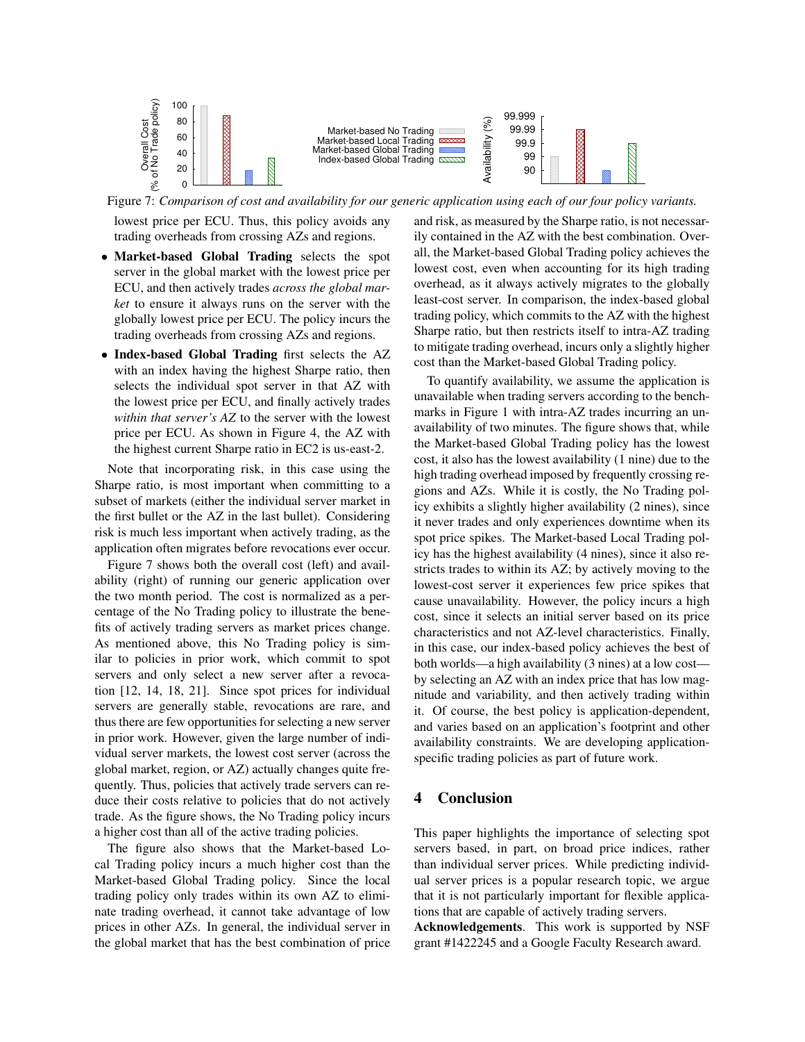Figure 7: *Comparison of cost and availability for our generic application using each of our four policy variants.*

lowest price per ECU. Thus, this policy avoids any trading overheads from crossing AZs and regions.

- **Market-based Global Trading** selects the spot server in the global market with the lowest price per ECU, and then actively trades *across the global market* to ensure it always runs on the server with the globally lowest price per ECU. The policy incurs the trading overheads from crossing AZs and regions.
- **Index-based Global Trading** first selects the AZ with an index having the highest Sharpe ratio, then selects the individual spot server in that AZ with the lowest price per ECU, and finally actively trades *within that server's AZ* to the server with the lowest price per ECU. As shown in Figure 4, the AZ with the highest current Sharpe ratio in EC2 is us-east-2.

Note that incorporating risk, in this case using the Sharpe ratio, is most important when committing to a subset of markets (either the individual server market in the first bullet or the AZ in the last bullet). Considering risk is much less important when actively trading, as the application often migrates before revocations ever occur.

Figure 7 shows both the overall cost (left) and availability (right) of running our generic application over the two month period. The cost is normalized as a percentage of the No Trading policy to illustrate the benefits of actively trading servers as market prices change. As mentioned above, this No Trading policy is similar to policies in prior work, which commit to spot servers and only select a new server after a revocation [12, 14, 18, 21]. Since spot prices for individual servers are generally stable, revocations are rare, and thus there are few opportunities for selecting a new server in prior work. However, given the large number of individual server markets, the lowest cost server (across the global market, region, or AZ) actually changes quite frequently. Thus, policies that actively trade servers can reduce their costs relative to policies that do not actively trade. As the figure shows, the No Trading policy incurs a higher cost than all of the active trading policies.

The figure also shows that the Market-based Local Trading policy incurs a much higher cost than the Market-based Global Trading policy. Since the local trading policy only trades within its own AZ to eliminate trading overhead, it cannot take advantage of low prices in other AZs. In general, the individual server in the global market that has the best combination of price and risk, as measured by the Sharpe ratio, is not necessarily contained in the AZ with the best combination. Overall, the Market-based Global Trading policy achieves the lowest cost, even when accounting for its high trading overhead, as it always actively migrates to the globally least-cost server. In comparison, the index-based global trading policy, which commits to the AZ with the highest Sharpe ratio, but then restricts itself to intra-AZ trading to mitigate trading overhead, incurs only a slightly higher cost than the Market-based Global Trading policy.

To quantify availability, we assume the application is unavailable when trading servers according to the benchmarks in Figure 1 with intra-AZ trades incurring an unavailability of two minutes. The figure shows that, while the Market-based Global Trading policy has the lowest cost, it also has the lowest availability (1 nine) due to the high trading overhead imposed by frequently crossing regions and AZs. While it is costly, the No Trading policy exhibits a slightly higher availability (2 nines), since it never trades and only experiences downtime when its spot price spikes. The Market-based Local Trading policy has the highest availability (4 nines), since it also restricts trades to within its AZ; by actively moving to the lowest-cost server it experiences few price spikes that cause unavailability. However, the policy incurs a high cost, since it selects an initial server based on its price characteristics and not AZ-level characteristics. Finally, in this case, our index-based policy achieves the best of both worlds—a high availability (3 nines) at a low cost—by selecting an AZ with an index price that has low magnitude and variability, and then actively trading within it. Of course, the best policy is application-dependent, and varies based on an application's footprint and other availability constraints. We are developing application-specific trading policies as part of future work.

## 4 Conclusion

This paper highlights the importance of selecting spot servers based, in part, on broad price indices, rather than individual server prices. While predicting individual server prices is a popular research topic, we argue that it is not particularly important for flexible applications that are capable of actively trading servers.

**Acknowledgements**. This work is supported by NSF grant #1422245 and a Google Faculty Research award.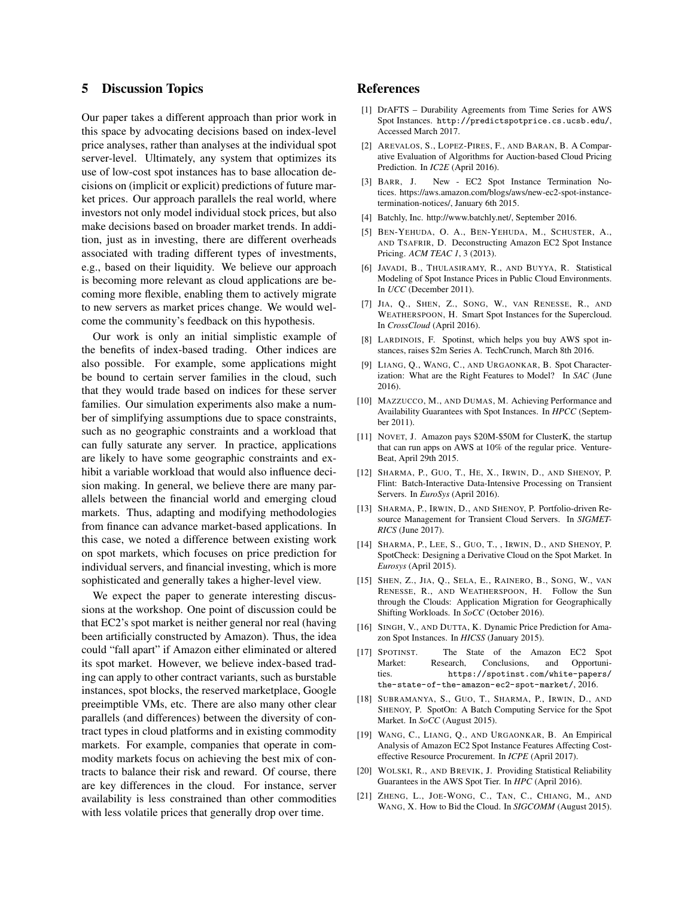## 5 Discussion Topics

Our paper takes a different approach than prior work in this space by advocating decisions based on index-level price analyses, rather than analyses at the individual spot server-level. Ultimately, any system that optimizes its use of low-cost spot instances has to base allocation decisions on (implicit or explicit) predictions of future market prices. Our approach parallels the real world, where investors not only model individual stock prices, but also make decisions based on broader market trends. In addition, just as in investing, there are different overheads associated with trading different types of investments, e.g., based on their liquidity. We believe our approach is becoming more relevant as cloud applications are becoming more flexible, enabling them to actively migrate to new servers as market prices change. We would welcome the community's feedback on this hypothesis.

Our work is only an initial simplistic example of the benefits of index-based trading. Other indices are also possible. For example, some applications might be bound to certain server families in the cloud, such that they would trade based on indices for these server families. Our simulation experiments also make a number of simplifying assumptions due to space constraints, such as no geographic constraints and a workload that can fully saturate any server. In practice, applications are likely to have some geographic constraints and exhibit a variable workload that would also influence decision making. In general, we believe there are many parallels between the financial world and emerging cloud markets. Thus, adapting and modifying methodologies from finance can advance market-based applications. In this case, we noted a difference between existing work on spot markets, which focuses on price prediction for individual servers, and financial investing, which is more sophisticated and generally takes a higher-level view.

We expect the paper to generate interesting discussions at the workshop. One point of discussion could be that EC2's spot market is neither general nor real (having been artificially constructed by Amazon). Thus, the idea could "fall apart" if Amazon either eliminated or altered its spot market. However, we believe index-based trading can apply to other contract variants, such as burstable instances, spot blocks, the reserved marketplace, Google preemptible VMs, etc. There are also many other clear parallels (and differences) between the diversity of contract types in cloud platforms and in existing commodity markets. For example, companies that operate in commodity markets focus on achieving the best mix of contracts to balance their risk and reward. Of course, there are key differences in the cloud. For instance, server availability is less constrained than other commodities with less volatile prices that generally drop over time.

## References

[1] DrAFTS – Durability Agreements from Time Series for AWS Spot Instances. http://predictspotprice.cs.ucsb.edu/, Accessed March 2017.

[2] Arevalos, S., Lopez-Pires, F., and Baran, B. A Comparative Evaluation of Algorithms for Auction-based Cloud Pricing Prediction. In *IC2E* (April 2016).

[3] Barr, J. New - EC2 Spot Instance Termination Notices. https://aws.amazon.com/blogs/aws/new-ec2-spot-instance-termination-notices/, January 6th 2015.

[4] Batchly, Inc. http://www.batchly.net/, September 2016.

[5] Ben-Yehuda, O. A., Ben-Yehuda, M., Schuster, A., and Tsafrir, D. Deconstructing Amazon EC2 Spot Instance Pricing. *ACM TEAC 1*, 3 (2013).

[6] Javadi, B., Thulasiramy, R., and Buyya, R. Statistical Modeling of Spot Instance Prices in Public Cloud Environments. In *UCC* (December 2011).

[7] Jia, Q., Shen, Z., Song, W., van Renesse, R., and Weatherspoon, H. Smart Spot Instances for the Supercloud. In *CrossCloud* (April 2016).

[8] Lardinois, F. Spotinst, which helps you buy AWS spot instances, raises \$2m Series A. TechCrunch, March 8th 2016.

[9] Liang, Q., Wang, C., and Urgaonkar, B. Spot Characterization: What are the Right Features to Model? In *SAC* (June 2016).

[10] Mazzucco, M., and Dumas, M. Achieving Performance and Availability Guarantees with Spot Instances. In *HPCC* (September 2011).

[11] Novet, J. Amazon pays \$20M-\$50M for ClusterK, the startup that can run apps on AWS at 10% of the regular price. VentureBeat, April 29th 2015.

[12] Sharma, P., Guo, T., He, X., Irwin, D., and Shenoy, P. Flint: Batch-Interactive Data-Intensive Processing on Transient Servers. In *EuroSys* (April 2016).

[13] Sharma, P., Irwin, D., and Shenoy, P. Portfolio-driven Resource Management for Transient Cloud Servers. In *SIGMETRICS* (June 2017).

[14] Sharma, P., Lee, S., Guo, T., , Irwin, D., and Shenoy, P. SpotCheck: Designing a Derivative Cloud on the Spot Market. In *Eurosys* (April 2015).

[15] Shen, Z., Jia, Q., Sela, E., Rainero, B., Song, W., van Renesse, R., and Weatherspoon, H. Follow the Sun through the Clouds: Application Migration for Geographically Shifting Workloads. In *SoCC* (October 2016).

[16] Singh, V., and Dutta, K. Dynamic Price Prediction for Amazon Spot Instances. In *HICSS* (January 2015).

[17] Spotinst. The State of the Amazon EC2 Spot Market: Research, Conclusions, and Opportunities. https://spotinst.com/white-papers/the-state-of-the-amazon-ec2-spot-market/, 2016.

[18] Subramanya, S., Guo, T., Sharma, P., Irwin, D., and Shenoy, P. SpotOn: A Batch Computing Service for the Spot Market. In *SoCC* (August 2015).

[19] Wang, C., Liang, Q., and Urgaonkar, B. An Empirical Analysis of Amazon EC2 Spot Instance Features Affecting Cost-effective Resource Procurement. In *ICPE* (April 2017).

[20] Wolski, R., and Brevik, J. Providing Statistical Reliability Guarantees in the AWS Spot Tier. In *HPC* (April 2016).

[21] Zheng, L., Joe-Wong, C., Tan, C., Chiang, M., and Wang, X. How to Bid the Cloud. In *SIGCOMM* (August 2015).